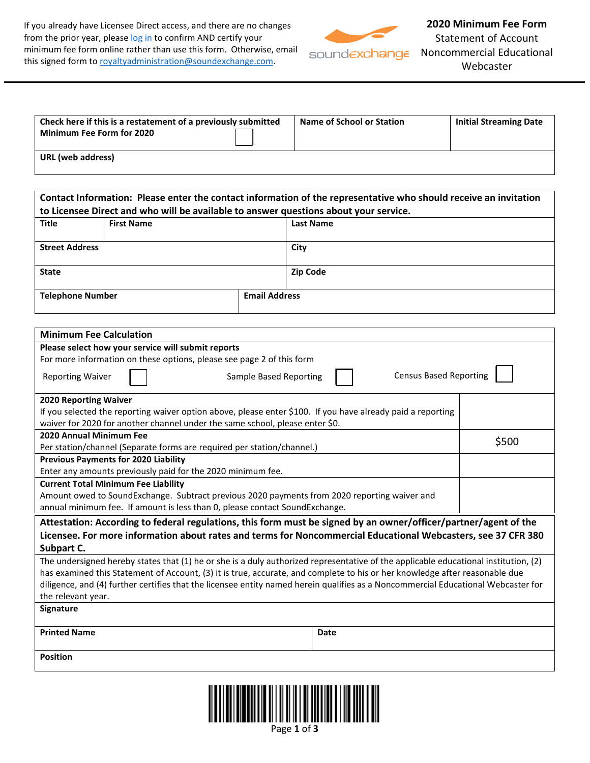If you already have Licensee Direct access, and there are no changes from the prior year, please log in to confirm AND certify your minimum fee form online rather than use this form. Otherwise, email this signed form to royaltyadministration@soundexchange.com.

soundexchange

# 2020 Minimum Fee Form

Statement of Account
Noncommercial Educational Webcaster

| Check here if this is a restatement of a previously submitted Minimum Fee Form for 2020 ☐ | Name of School or Station | Initial Streaming Date |
|---|---|---|
| URL (web address) | | |

| **Contact Information: Please enter the contact information of the representative who should receive an invitation to Licensee Direct and who will be available to answer questions about your service.** | | |
|---|---|---|
| Title | First Name | Last Name |
| Street Address | | City |
| State | | Zip Code |
| Telephone Number | Email Address | |

| **Minimum Fee Calculation** | |
|---|---|
| **Please select how your service will submit reports**<br>For more information on these options, please see page 2 of this form<br>Reporting Waiver ☐ Sample Based Reporting ☐ Census Based Reporting ☐ | |
| **2020 Reporting Waiver**<br>If you selected the reporting waiver option above, please enter $100. If you have already paid a reporting waiver for 2020 for another channel under the same school, please enter $0. | |
| **2020 Annual Minimum Fee**<br>Per station/channel (Separate forms are required per station/channel.) | $500 |
| **Previous Payments for 2020 Liability**<br>Enter any amounts previously paid for the 2020 minimum fee. | |
| **Current Total Minimum Fee Liability**<br>Amount owed to SoundExchange. Subtract previous 2020 payments from 2020 reporting waiver and annual minimum fee. If amount is less than 0, please contact SoundExchange. | |

| **Attestation: According to federal regulations, this form must be signed by an owner/officer/partner/agent of the Licensee. For more information about rates and terms for Noncommercial Educational Webcasters, see 37 CFR 380 Subpart C.** | |
|---|---|
| The undersigned hereby states that (1) he or she is a duly authorized representative of the applicable educational institution, (2) has examined this Statement of Account, (3) it is true, accurate, and complete to his or her knowledge after reasonable due diligence, and (4) further certifies that the licensee entity named herein qualifies as a Noncommercial Educational Webcaster for the relevant year. | |
| Signature | |
| Printed Name | Date |
| Position | |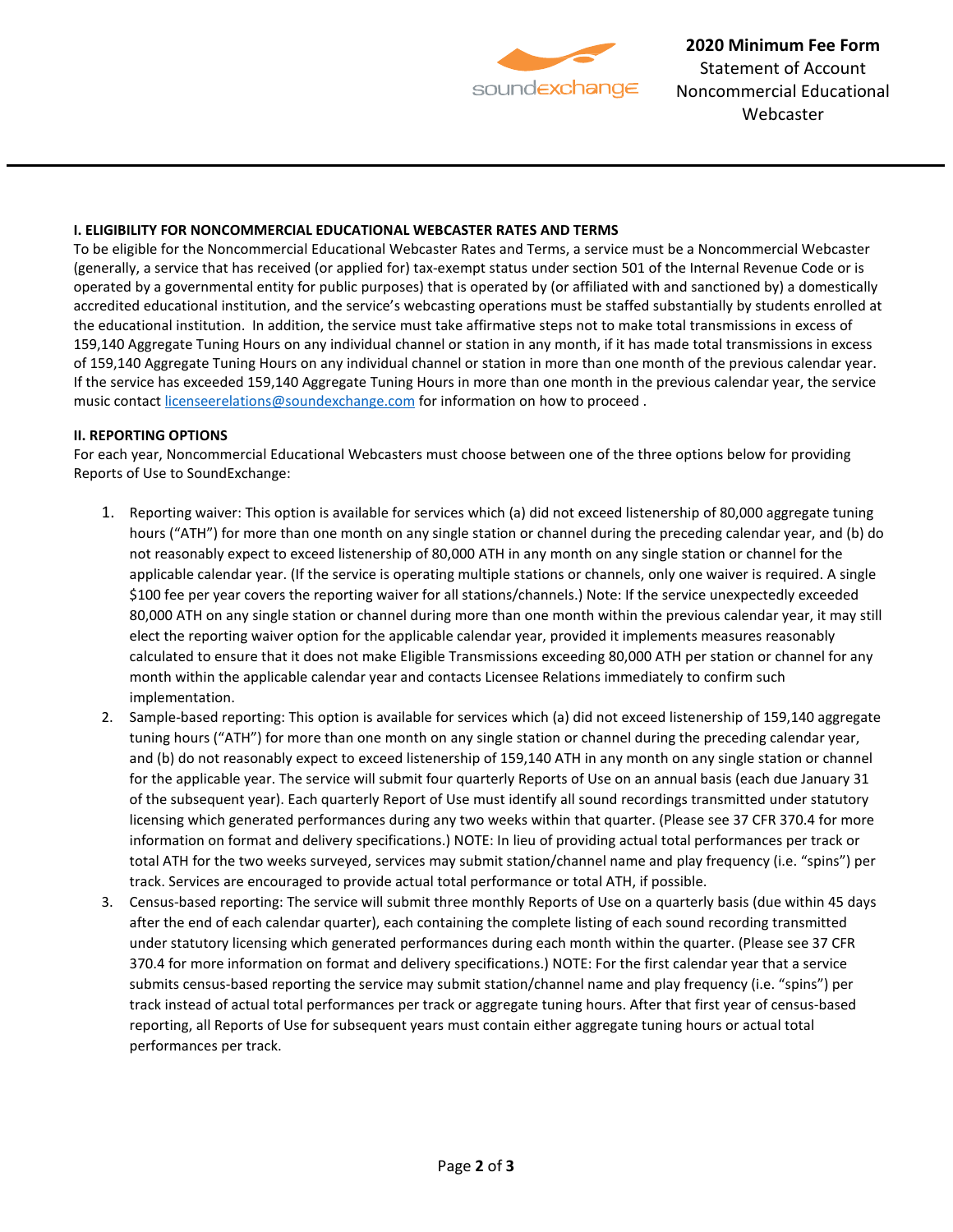**2020 Minimum Fee Form**
Statement of Account
Noncommercial Educational
Webcaster

**I. ELIGIBILITY FOR NONCOMMERCIAL EDUCATIONAL WEBCASTER RATES AND TERMS**

To be eligible for the Noncommercial Educational Webcaster Rates and Terms, a service must be a Noncommercial Webcaster (generally, a service that has received (or applied for) tax-exempt status under section 501 of the Internal Revenue Code or is operated by a governmental entity for public purposes) that is operated by (or affiliated with and sanctioned by) a domestically accredited educational institution, and the service's webcasting operations must be staffed substantially by students enrolled at the educational institution. In addition, the service must take affirmative steps not to make total transmissions in excess of 159,140 Aggregate Tuning Hours on any individual channel or station in any month, if it has made total transmissions in excess of 159,140 Aggregate Tuning Hours on any individual channel or station in more than one month of the previous calendar year. If the service has exceeded 159,140 Aggregate Tuning Hours in more than one month in the previous calendar year, the service music contact licenseerelations@soundexchange.com for information on how to proceed .

**II. REPORTING OPTIONS**

For each year, Noncommercial Educational Webcasters must choose between one of the three options below for providing Reports of Use to SoundExchange:

1. Reporting waiver: This option is available for services which (a) did not exceed listenership of 80,000 aggregate tuning hours ("ATH") for more than one month on any single station or channel during the preceding calendar year, and (b) do not reasonably expect to exceed listenership of 80,000 ATH in any month on any single station or channel for the applicable calendar year. (If the service is operating multiple stations or channels, only one waiver is required. A single $100 fee per year covers the reporting waiver for all stations/channels.) Note: If the service unexpectedly exceeded 80,000 ATH on any single station or channel during more than one month within the previous calendar year, it may still elect the reporting waiver option for the applicable calendar year, provided it implements measures reasonably calculated to ensure that it does not make Eligible Transmissions exceeding 80,000 ATH per station or channel for any month within the applicable calendar year and contacts Licensee Relations immediately to confirm such implementation.
2. Sample-based reporting: This option is available for services which (a) did not exceed listenership of 159,140 aggregate tuning hours ("ATH") for more than one month on any single station or channel during the preceding calendar year, and (b) do not reasonably expect to exceed listenership of 159,140 ATH in any month on any single station or channel for the applicable year. The service will submit four quarterly Reports of Use on an annual basis (each due January 31 of the subsequent year). Each quarterly Report of Use must identify all sound recordings transmitted under statutory licensing which generated performances during any two weeks within that quarter. (Please see 37 CFR 370.4 for more information on format and delivery specifications.) NOTE: In lieu of providing actual total performances per track or total ATH for the two weeks surveyed, services may submit station/channel name and play frequency (i.e. "spins") per track. Services are encouraged to provide actual total performance or total ATH, if possible.
3. Census-based reporting: The service will submit three monthly Reports of Use on a quarterly basis (due within 45 days after the end of each calendar quarter), each containing the complete listing of each sound recording transmitted under statutory licensing which generated performances during each month within the quarter. (Please see 37 CFR 370.4 for more information on format and delivery specifications.) NOTE: For the first calendar year that a service submits census-based reporting the service may submit station/channel name and play frequency (i.e. "spins") per track instead of actual total performances per track or aggregate tuning hours. After that first year of census-based reporting, all Reports of Use for subsequent years must contain either aggregate tuning hours or actual total performances per track.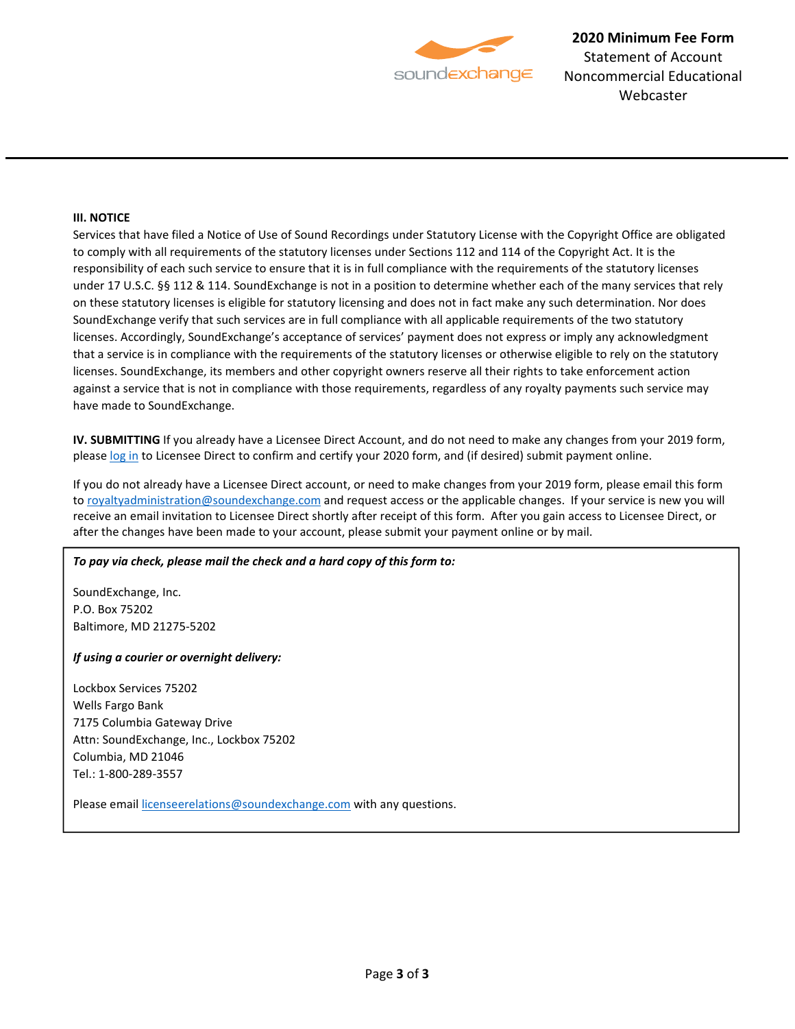**III. NOTICE**

Services that have filed a Notice of Use of Sound Recordings under Statutory License with the Copyright Office are obligated to comply with all requirements of the statutory licenses under Sections 112 and 114 of the Copyright Act. It is the responsibility of each such service to ensure that it is in full compliance with the requirements of the statutory licenses under 17 U.S.C. §§ 112 & 114. SoundExchange is not in a position to determine whether each of the many services that rely on these statutory licenses is eligible for statutory licensing and does not in fact make any such determination. Nor does SoundExchange verify that such services are in full compliance with all applicable requirements of the two statutory licenses. Accordingly, SoundExchange's acceptance of services' payment does not express or imply any acknowledgment that a service is in compliance with the requirements of the statutory licenses or otherwise eligible to rely on the statutory licenses. SoundExchange, its members and other copyright owners reserve all their rights to take enforcement action against a service that is not in compliance with those requirements, regardless of any royalty payments such service may have made to SoundExchange.

**IV. SUBMITTING** If you already have a Licensee Direct Account, and do not need to make any changes from your 2019 form, please log in to Licensee Direct to confirm and certify your 2020 form, and (if desired) submit payment online.

If you do not already have a Licensee Direct account, or need to make changes from your 2019 form, please email this form to royaltyadministration@soundexchange.com and request access or the applicable changes. If your service is new you will receive an email invitation to Licensee Direct shortly after receipt of this form. After you gain access to Licensee Direct, or after the changes have been made to your account, please submit your payment online or by mail.

***To pay via check, please mail the check and a hard copy of this form to:***

SoundExchange, Inc.
P.O. Box 75202
Baltimore, MD 21275-5202

***If using a courier or overnight delivery:***

Lockbox Services 75202
Wells Fargo Bank
7175 Columbia Gateway Drive
Attn: SoundExchange, Inc., Lockbox 75202
Columbia, MD 21046
Tel.: 1-800-289-3557

Please email licenseerelations@soundexchange.com with any questions.